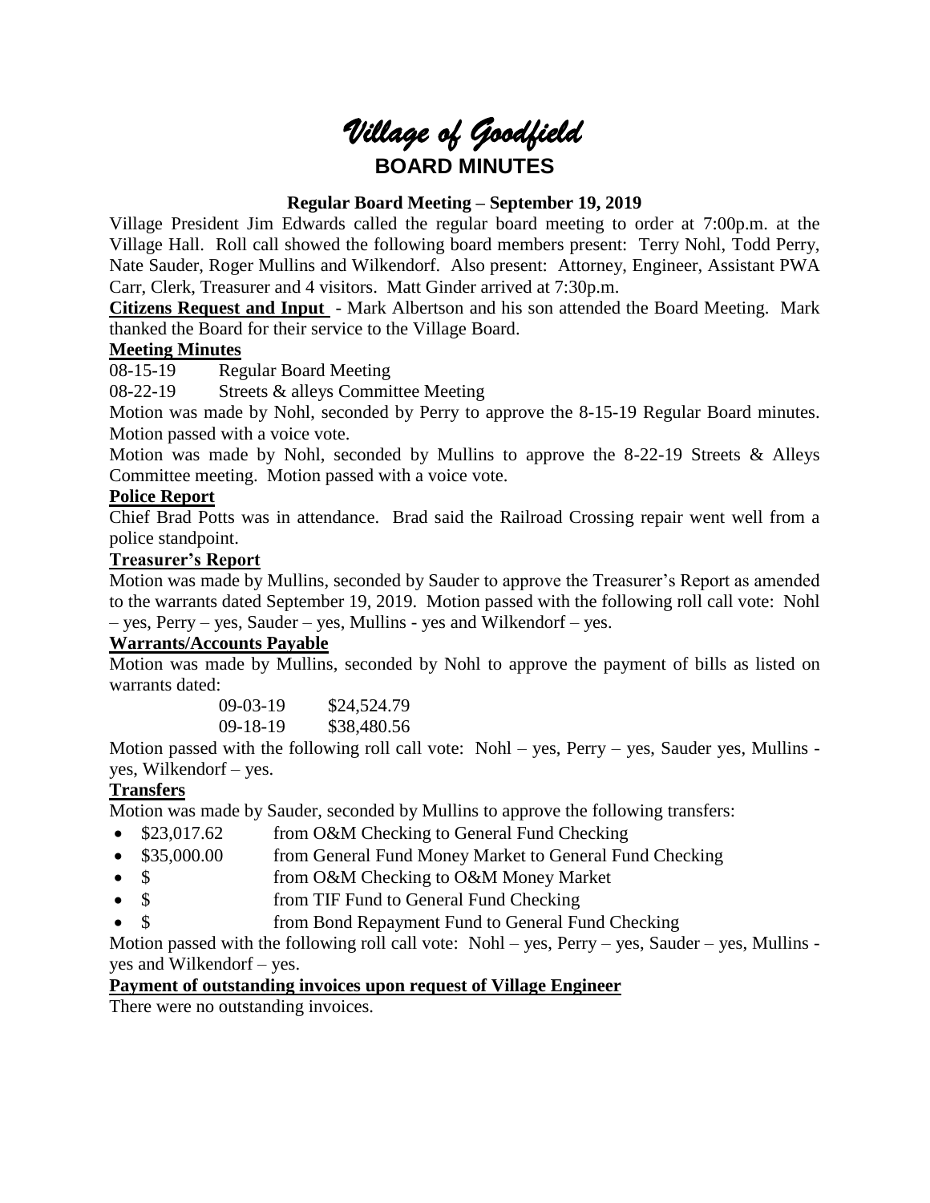# *Village of Goodfield*

## BOARD MINUTES

**Regular Board Meeting – September 19, 2019**

Village President Jim Edwards called the regular board meeting to order at 7:00p.m. at the Village Hall. Roll call showed the following board members present: Terry Nohl, Todd Perry, Nate Sauder, Roger Mullins and Wilkendorf. Also present: Attorney, Engineer, Assistant PWA Carr, Clerk, Treasurer and 4 visitors. Matt Ginder arrived at 7:30p.m.

**Citizens Request and Input** - Mark Albertson and his son attended the Board Meeting. Mark thanked the Board for their service to the Village Board.

**Meeting Minutes**

08-15-19 Regular Board Meeting

08-22-19 Streets & alleys Committee Meeting

Motion was made by Nohl, seconded by Perry to approve the 8-15-19 Regular Board minutes. Motion passed with a voice vote.

Motion was made by Nohl, seconded by Mullins to approve the 8-22-19 Streets & Alleys Committee meeting. Motion passed with a voice vote.

**Police Report**

Chief Brad Potts was in attendance. Brad said the Railroad Crossing repair went well from a police standpoint.

**Treasurer's Report**

Motion was made by Mullins, seconded by Sauder to approve the Treasurer's Report as amended to the warrants dated September 19, 2019. Motion passed with the following roll call vote: Nohl – yes, Perry – yes, Sauder – yes, Mullins - yes and Wilkendorf – yes.

**Warrants/Accounts Payable**

Motion was made by Mullins, seconded by Nohl to approve the payment of bills as listed on warrants dated:

09-03-19 $24,524.79

09-18-19 $38,480.56

Motion passed with the following roll call vote: Nohl – yes, Perry – yes, Sauder yes, Mullins - yes, Wilkendorf – yes.

**Transfers**

Motion was made by Sauder, seconded by Mullins to approve the following transfers:

- $23,017.62 from O&M Checking to General Fund Checking
- $35,000.00 from General Fund Money Market to General Fund Checking
- $ from O&M Checking to O&M Money Market
- $ from TIF Fund to General Fund Checking
- $ from Bond Repayment Fund to General Fund Checking

Motion passed with the following roll call vote: Nohl – yes, Perry – yes, Sauder – yes, Mullins - yes and Wilkendorf – yes.

**Payment of outstanding invoices upon request of Village Engineer**

There were no outstanding invoices.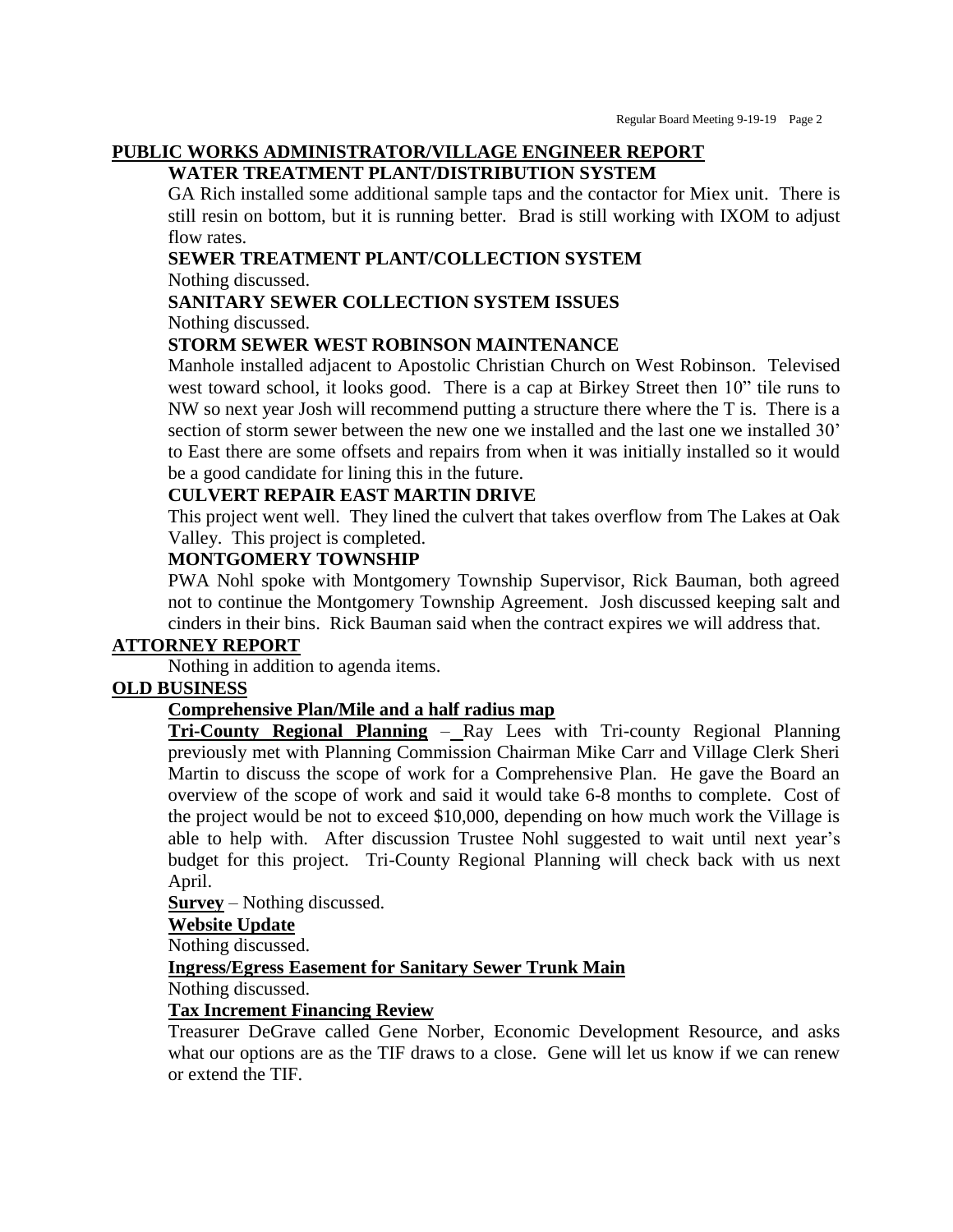## PUBLIC WORKS ADMINISTRATOR/VILLAGE ENGINEER REPORT

### WATER TREATMENT PLANT/DISTRIBUTION SYSTEM

GA Rich installed some additional sample taps and the contactor for Miex unit. There is still resin on bottom, but it is running better. Brad is still working with IXOM to adjust flow rates.

### SEWER TREATMENT PLANT/COLLECTION SYSTEM

Nothing discussed.

### SANITARY SEWER COLLECTION SYSTEM ISSUES

Nothing discussed.

### STORM SEWER WEST ROBINSON MAINTENANCE

Manhole installed adjacent to Apostolic Christian Church on West Robinson. Televised west toward school, it looks good. There is a cap at Birkey Street then 10" tile runs to NW so next year Josh will recommend putting a structure there where the T is. There is a section of storm sewer between the new one we installed and the last one we installed 30' to East there are some offsets and repairs from when it was initially installed so it would be a good candidate for lining this in the future.

### CULVERT REPAIR EAST MARTIN DRIVE

This project went well. They lined the culvert that takes overflow from The Lakes at Oak Valley. This project is completed.

### MONTGOMERY TOWNSHIP

PWA Nohl spoke with Montgomery Township Supervisor, Rick Bauman, both agreed not to continue the Montgomery Township Agreement. Josh discussed keeping salt and cinders in their bins. Rick Bauman said when the contract expires we will address that.

## ATTORNEY REPORT

Nothing in addition to agenda items.

## OLD BUSINESS

**Comprehensive Plan/Mile and a half radius map**

**Tri-County Regional Planning** – Ray Lees with Tri-county Regional Planning previously met with Planning Commission Chairman Mike Carr and Village Clerk Sheri Martin to discuss the scope of work for a Comprehensive Plan. He gave the Board an overview of the scope of work and said it would take 6-8 months to complete. Cost of the project would be not to exceed $10,000, depending on how much work the Village is able to help with. After discussion Trustee Nohl suggested to wait until next year's budget for this project. Tri-County Regional Planning will check back with us next April.

**Survey** – Nothing discussed.

**Website Update**

Nothing discussed.

**Ingress/Egress Easement for Sanitary Sewer Trunk Main**

Nothing discussed.

**Tax Increment Financing Review**

Treasurer DeGrave called Gene Norber, Economic Development Resource, and asks what our options are as the TIF draws to a close. Gene will let us know if we can renew or extend the TIF.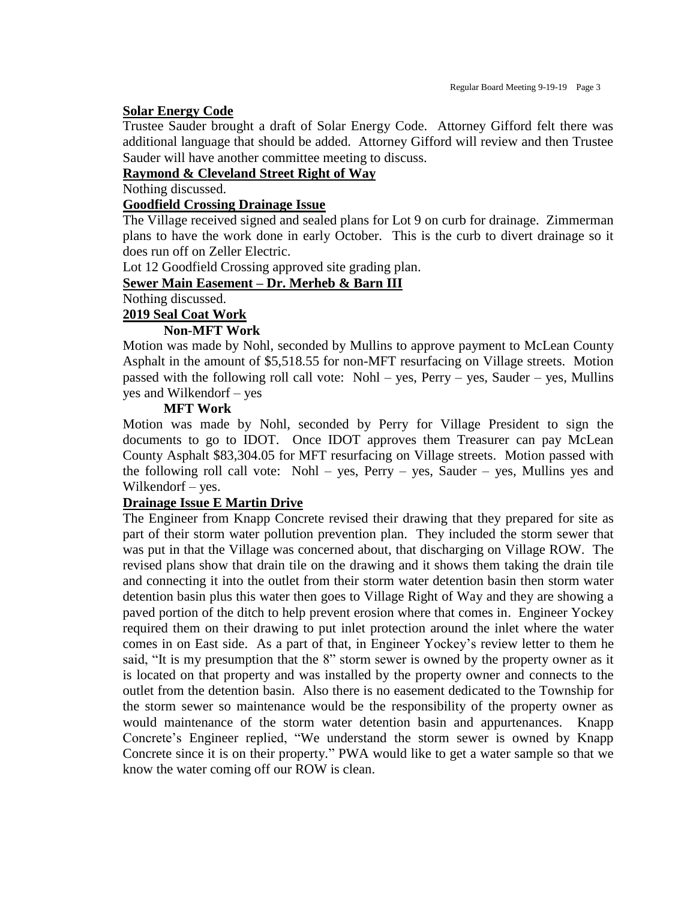**Solar Energy Code**

Trustee Sauder brought a draft of Solar Energy Code. Attorney Gifford felt there was additional language that should be added. Attorney Gifford will review and then Trustee Sauder will have another committee meeting to discuss.

**Raymond & Cleveland Street Right of Way**

Nothing discussed.

**Goodfield Crossing Drainage Issue**

The Village received signed and sealed plans for Lot 9 on curb for drainage. Zimmerman plans to have the work done in early October. This is the curb to divert drainage so it does run off on Zeller Electric.

Lot 12 Goodfield Crossing approved site grading plan.

**Sewer Main Easement – Dr. Merheb & Barn III**

Nothing discussed.

**2019 Seal Coat Work**

**Non-MFT Work**

Motion was made by Nohl, seconded by Mullins to approve payment to McLean County Asphalt in the amount of $5,518.55 for non-MFT resurfacing on Village streets. Motion passed with the following roll call vote: Nohl – yes, Perry – yes, Sauder – yes, Mullins yes and Wilkendorf – yes

**MFT Work**

Motion was made by Nohl, seconded by Perry for Village President to sign the documents to go to IDOT. Once IDOT approves them Treasurer can pay McLean County Asphalt $83,304.05 for MFT resurfacing on Village streets. Motion passed with the following roll call vote: Nohl – yes, Perry – yes, Sauder – yes, Mullins yes and Wilkendorf – yes.

**Drainage Issue E Martin Drive**

The Engineer from Knapp Concrete revised their drawing that they prepared for site as part of their storm water pollution prevention plan. They included the storm sewer that was put in that the Village was concerned about, that discharging on Village ROW. The revised plans show that drain tile on the drawing and it shows them taking the drain tile and connecting it into the outlet from their storm water detention basin then storm water detention basin plus this water then goes to Village Right of Way and they are showing a paved portion of the ditch to help prevent erosion where that comes in. Engineer Yockey required them on their drawing to put inlet protection around the inlet where the water comes in on East side. As a part of that, in Engineer Yockey's review letter to them he said, "It is my presumption that the 8" storm sewer is owned by the property owner as it is located on that property and was installed by the property owner and connects to the outlet from the detention basin. Also there is no easement dedicated to the Township for the storm sewer so maintenance would be the responsibility of the property owner as would maintenance of the storm water detention basin and appurtenances. Knapp Concrete's Engineer replied, "We understand the storm sewer is owned by Knapp Concrete since it is on their property." PWA would like to get a water sample so that we know the water coming off our ROW is clean.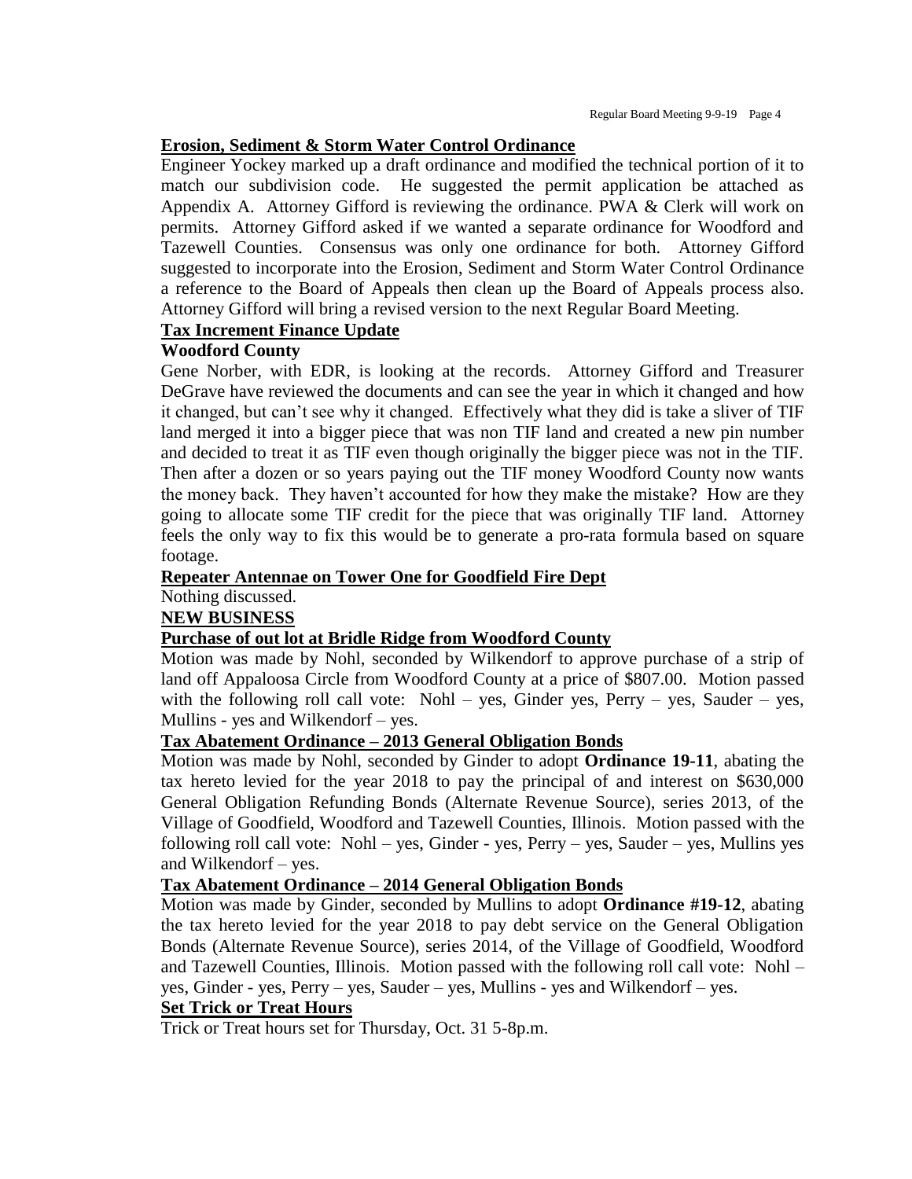**Erosion, Sediment & Storm Water Control Ordinance**

Engineer Yockey marked up a draft ordinance and modified the technical portion of it to match our subdivision code. He suggested the permit application be attached as Appendix A. Attorney Gifford is reviewing the ordinance. PWA & Clerk will work on permits. Attorney Gifford asked if we wanted a separate ordinance for Woodford and Tazewell Counties. Consensus was only one ordinance for both. Attorney Gifford suggested to incorporate into the Erosion, Sediment and Storm Water Control Ordinance a reference to the Board of Appeals then clean up the Board of Appeals process also. Attorney Gifford will bring a revised version to the next Regular Board Meeting.

**Tax Increment Finance Update**

**Woodford County**

Gene Norber, with EDR, is looking at the records. Attorney Gifford and Treasurer DeGrave have reviewed the documents and can see the year in which it changed and how it changed, but can't see why it changed. Effectively what they did is take a sliver of TIF land merged it into a bigger piece that was non TIF land and created a new pin number and decided to treat it as TIF even though originally the bigger piece was not in the TIF. Then after a dozen or so years paying out the TIF money Woodford County now wants the money back. They haven't accounted for how they make the mistake? How are they going to allocate some TIF credit for the piece that was originally TIF land. Attorney feels the only way to fix this would be to generate a pro-rata formula based on square footage.

**Repeater Antennae on Tower One for Goodfield Fire Dept**

Nothing discussed.

**NEW BUSINESS**

**Purchase of out lot at Bridle Ridge from Woodford County**

Motion was made by Nohl, seconded by Wilkendorf to approve purchase of a strip of land off Appaloosa Circle from Woodford County at a price of $807.00. Motion passed with the following roll call vote: Nohl – yes, Ginder yes, Perry – yes, Sauder – yes, Mullins - yes and Wilkendorf – yes.

**Tax Abatement Ordinance – 2013 General Obligation Bonds**

Motion was made by Nohl, seconded by Ginder to adopt **Ordinance 19-11**, abating the tax hereto levied for the year 2018 to pay the principal of and interest on $630,000 General Obligation Refunding Bonds (Alternate Revenue Source), series 2013, of the Village of Goodfield, Woodford and Tazewell Counties, Illinois. Motion passed with the following roll call vote: Nohl – yes, Ginder - yes, Perry – yes, Sauder – yes, Mullins yes and Wilkendorf – yes.

**Tax Abatement Ordinance – 2014 General Obligation Bonds**

Motion was made by Ginder, seconded by Mullins to adopt **Ordinance #19-12**, abating the tax hereto levied for the year 2018 to pay debt service on the General Obligation Bonds (Alternate Revenue Source), series 2014, of the Village of Goodfield, Woodford and Tazewell Counties, Illinois. Motion passed with the following roll call vote: Nohl – yes, Ginder - yes, Perry – yes, Sauder – yes, Mullins - yes and Wilkendorf – yes.

**Set Trick or Treat Hours**

Trick or Treat hours set for Thursday, Oct. 31 5-8p.m.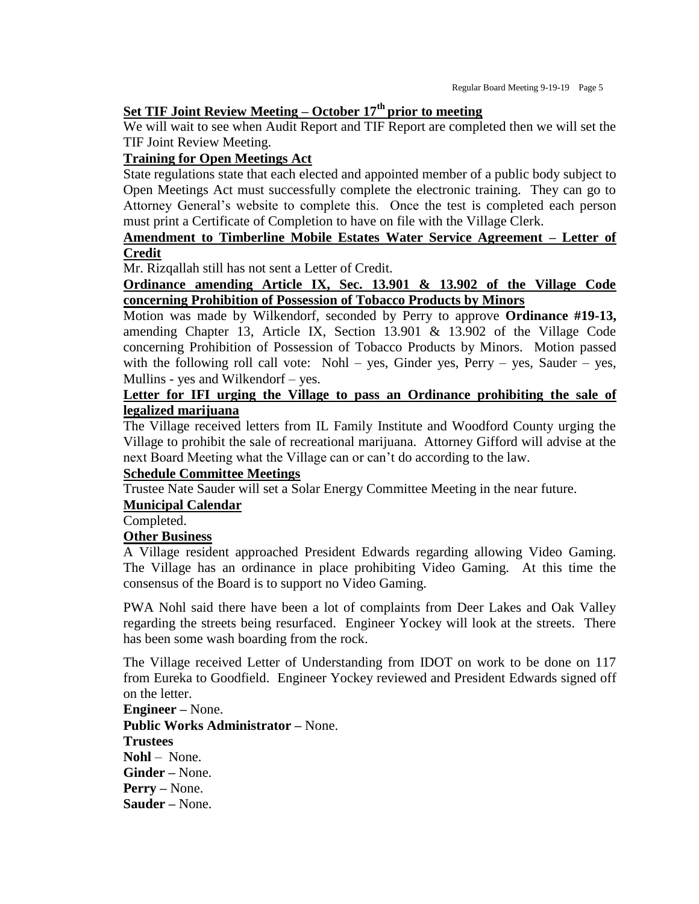**Set TIF Joint Review Meeting – October 17th prior to meeting**

We will wait to see when Audit Report and TIF Report are completed then we will set the TIF Joint Review Meeting.

**Training for Open Meetings Act**

State regulations state that each elected and appointed member of a public body subject to Open Meetings Act must successfully complete the electronic training. They can go to Attorney General's website to complete this. Once the test is completed each person must print a Certificate of Completion to have on file with the Village Clerk.

**Amendment to Timberline Mobile Estates Water Service Agreement – Letter of Credit**

Mr. Rizqallah still has not sent a Letter of Credit.

**Ordinance amending Article IX, Sec. 13.901 & 13.902 of the Village Code concerning Prohibition of Possession of Tobacco Products by Minors**

Motion was made by Wilkendorf, seconded by Perry to approve **Ordinance #19-13,** amending Chapter 13, Article IX, Section 13.901 & 13.902 of the Village Code concerning Prohibition of Possession of Tobacco Products by Minors. Motion passed with the following roll call vote: Nohl – yes, Ginder yes, Perry – yes, Sauder – yes, Mullins - yes and Wilkendorf – yes.

**Letter for IFI urging the Village to pass an Ordinance prohibiting the sale of legalized marijuana**

The Village received letters from IL Family Institute and Woodford County urging the Village to prohibit the sale of recreational marijuana. Attorney Gifford will advise at the next Board Meeting what the Village can or can't do according to the law.

**Schedule Committee Meetings**

Trustee Nate Sauder will set a Solar Energy Committee Meeting in the near future.

**Municipal Calendar**

Completed.

**Other Business**

A Village resident approached President Edwards regarding allowing Video Gaming. The Village has an ordinance in place prohibiting Video Gaming. At this time the consensus of the Board is to support no Video Gaming.

PWA Nohl said there have been a lot of complaints from Deer Lakes and Oak Valley regarding the streets being resurfaced. Engineer Yockey will look at the streets. There has been some wash boarding from the rock.

The Village received Letter of Understanding from IDOT on work to be done on 117 from Eureka to Goodfield. Engineer Yockey reviewed and President Edwards signed off on the letter.

**Engineer –** None.

**Public Works Administrator –** None.

**Trustees**

**Nohl** – None.

**Ginder –** None.

**Perry –** None.

**Sauder –** None.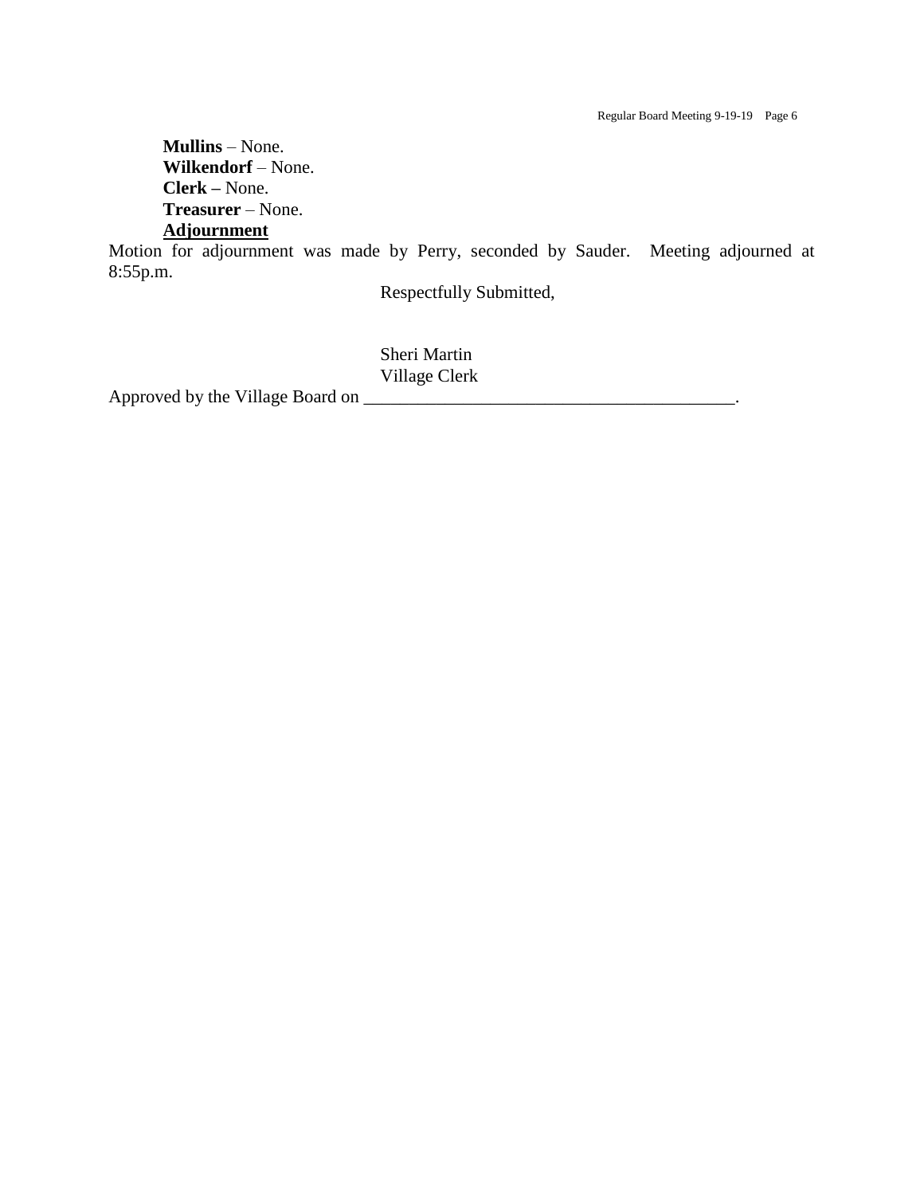**Mullins** – None.

**Wilkendorf** – None.

**Clerk –** None.

**Treasurer** – None.

**Adjournment**

Motion for adjournment was made by Perry, seconded by Sauder. Meeting adjourned at 8:55p.m.

Respectfully Submitted,

Sheri Martin
Village Clerk

Approved by the Village Board on \_\_\_\_\_\_\_\_\_\_\_\_\_\_\_\_\_\_\_\_\_\_\_\_\_\_\_\_\_\_\_\_\_\_\_\_\_\_\_\_\_\_.